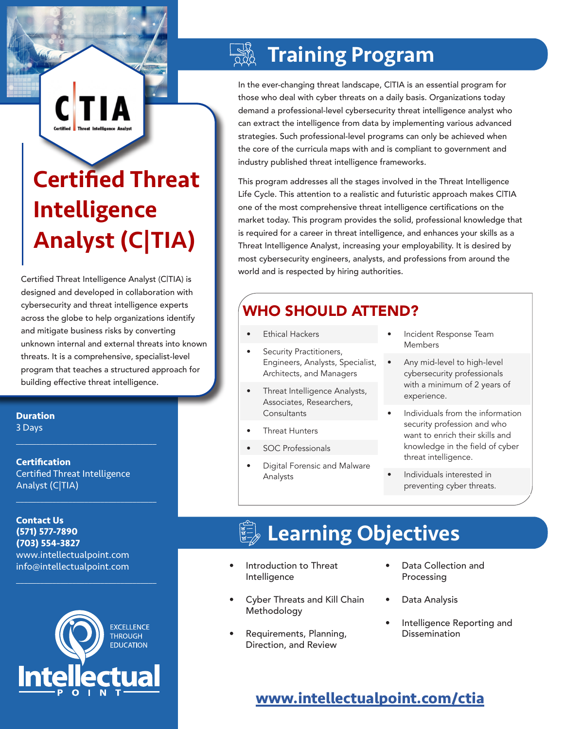# Certified Threat Intelligence Analyst (C|TIA)

Certified Threat Intelligence Analyst (C|TIA) is designed and developed in collaboration with cybersecurity and threat intelligence experts across the globe to help organizations identify and mitigate business risks by converting unknown internal and external threats into known threats. It is a comprehensive, specialist-level program that teaches a structured approach for building effective threat intelligence.

**Duration**
3 Days

**Certification**
Certified Threat Intelligence Analyst (C|TIA)

**Contact Us**
**(571) 577-7890**
**(703) 554-3827**
www.intellectualpoint.com
info@intellectualpoint.com

EXCELLENCE THROUGH EDUCATION

Intellectual POINT

## Training Program

In the ever-changing threat landscape, C|TIA is an essential program for those who deal with cyber threats on a daily basis. Organizations today demand a professional-level cybersecurity threat intelligence analyst who can extract the intelligence from data by implementing various advanced strategies. Such professional-level programs can only be achieved when the core of the curricula maps with and is compliant to government and industry published threat intelligence frameworks.

This program addresses all the stages involved in the Threat Intelligence Life Cycle. This attention to a realistic and futuristic approach makes C|TIA one of the most comprehensive threat intelligence certifications on the market today. This program provides the solid, professional knowledge that is required for a career in threat intelligence, and enhances your skills as a Threat Intelligence Analyst, increasing your employability. It is desired by most cybersecurity engineers, analysts, and professions from around the world and is respected by hiring authorities.

## WHO SHOULD ATTEND?

- Ethical Hackers
- Security Practitioners, Engineers, Analysts, Specialist, Architects, and Managers
- Threat Intelligence Analysts, Associates, Researchers, Consultants
- Threat Hunters
- SOC Professionals
- Digital Forensic and Malware Analysts
- Incident Response Team Members
- Any mid-level to high-level cybersecurity professionals with a minimum of 2 years of experience.
- Individuals from the information security profession and who want to enrich their skills and knowledge in the field of cyber threat intelligence.
- Individuals interested in preventing cyber threats.

## Learning Objectives

- Introduction to Threat Intelligence
- Cyber Threats and Kill Chain Methodology
- Requirements, Planning, Direction, and Review
- Data Collection and Processing
- Data Analysis
- Intelligence Reporting and Dissemination

**www.intellectualpoint.com/ctia**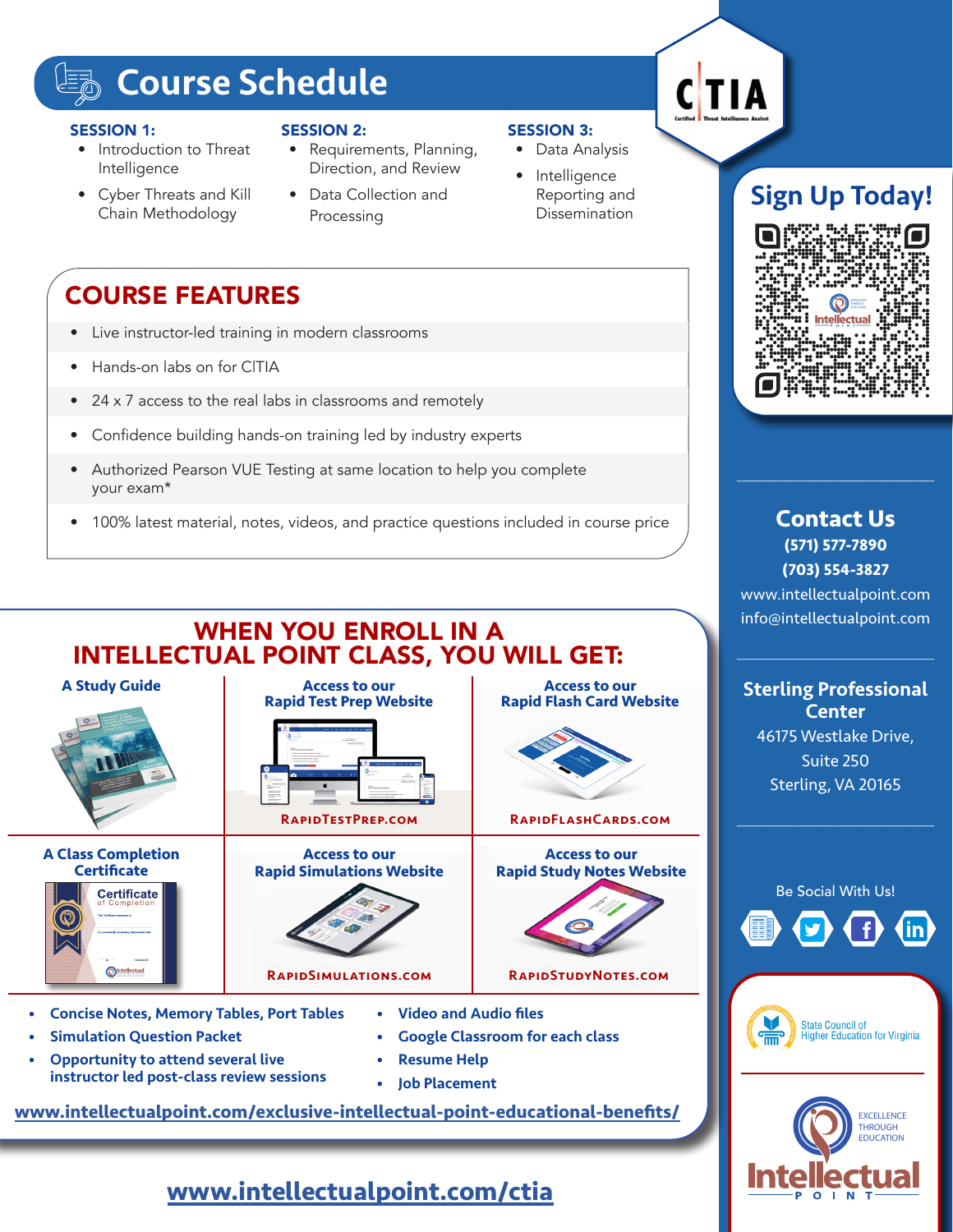# Course Schedule

**SESSION 1:**
- Introduction to Threat Intelligence
- Cyber Threats and Kill Chain Methodology

**SESSION 2:**
- Requirements, Planning, Direction, and Review
- Data Collection and Processing

**SESSION 3:**
- Data Analysis
- Intelligence Reporting and Dissemination

CTIA
Certified Threat Intelligence Analyst

## COURSE FEATURES

- Live instructor-led training in modern classrooms
- Hands-on labs on for CTIA
- 24 x 7 access to the real labs in classrooms and remotely
- Confidence building hands-on training led by industry experts
- Authorized Pearson VUE Testing at same location to help you complete your exam*
- 100% latest material, notes, videos, and practice questions included in course price

## WHEN YOU ENROLL IN A INTELLECTUAL POINT CLASS, YOU WILL GET:

| | | |
|---|---|---|
| **A Study Guide** | **Access to our Rapid Test Prep Website** RAPIDTESTPREP.COM | **Access to our Rapid Flash Card Website** RAPIDFLASHCARDS.COM |
| **A Class Completion Certificate** | **Access to our Rapid Simulations Website** RAPIDSIMULATIONS.COM | **Access to our Rapid Study Notes Website** RAPIDSTUDYNOTES.COM |

- **Concise Notes, Memory Tables, Port Tables**
- **Simulation Question Packet**
- **Opportunity to attend several live instructor led post-class review sessions**
- **Video and Audio files**
- **Google Classroom for each class**
- **Resume Help**
- **Job Placement**

www.intellectualpoint.com/exclusive-intellectual-point-educational-benefits/

## Sign Up Today!

## Contact Us

**(571) 577-7890**
**(703) 554-3827**
www.intellectualpoint.com
info@intellectualpoint.com

## Sterling Professional Center

46175 Westlake Drive,
Suite 250
Sterling, VA 20165

Be Social With Us!

State Council of Higher Education for Virginia

EXCELLENCE THROUGH EDUCATION
Intellectual Point

www.intellectualpoint.com/ctia